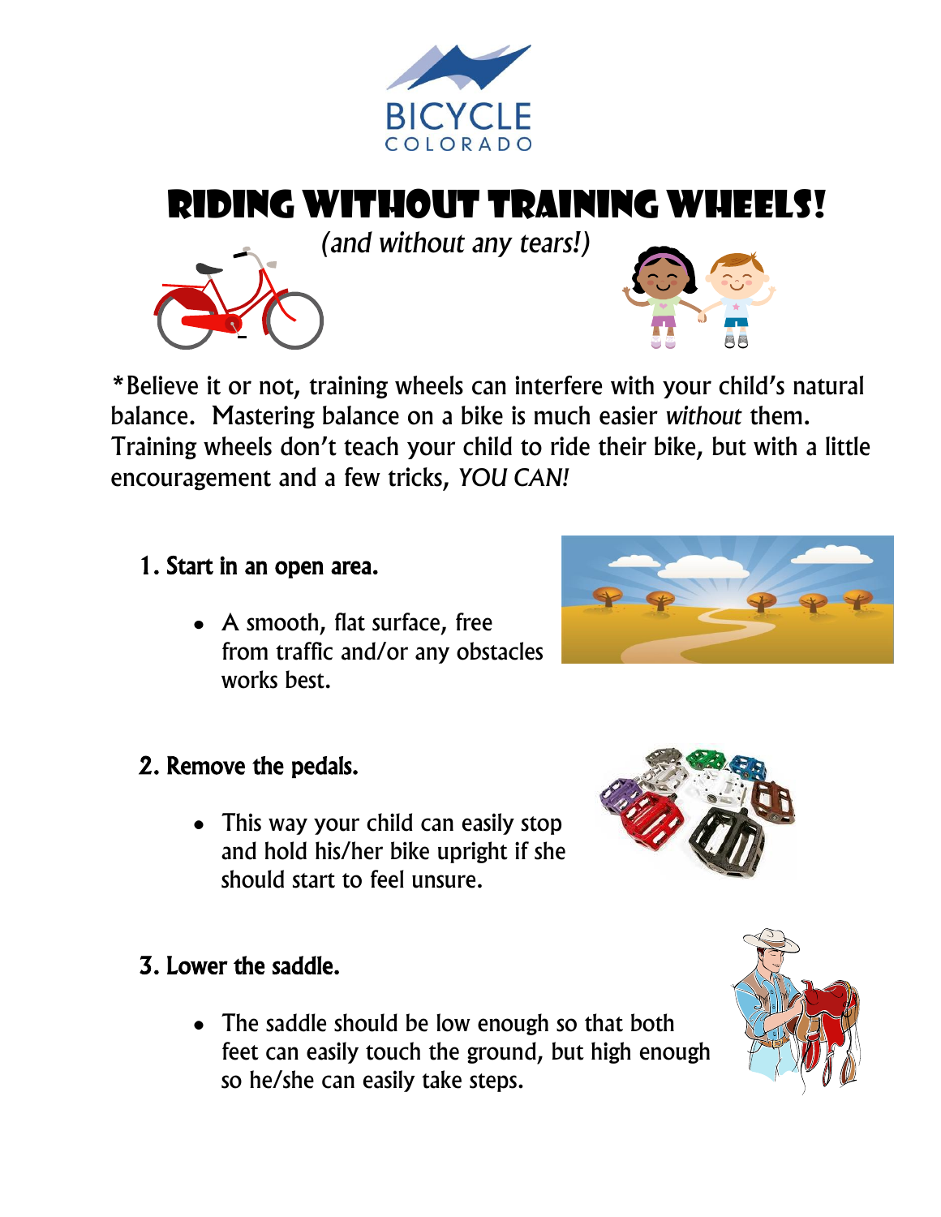BICYCLE COLORADO

# Riding Without Training Wheels!

*(and without any tears!)*

*Believe it or not, training wheels can interfere with your child's natural balance. Mastering balance on a bike is much easier *without* them. Training wheels don't teach your child to ride their bike, but with a little encouragement and a few tricks, *YOU CAN!*

## 1. Start in an open area.

- A smooth, flat surface, free from traffic and/or any obstacles works best.

## 2. Remove the pedals.

- This way your child can easily stop and hold his/her bike upright if she should start to feel unsure.

## 3. Lower the saddle.

- The saddle should be low enough so that both feet can easily touch the ground, but high enough so he/she can easily take steps.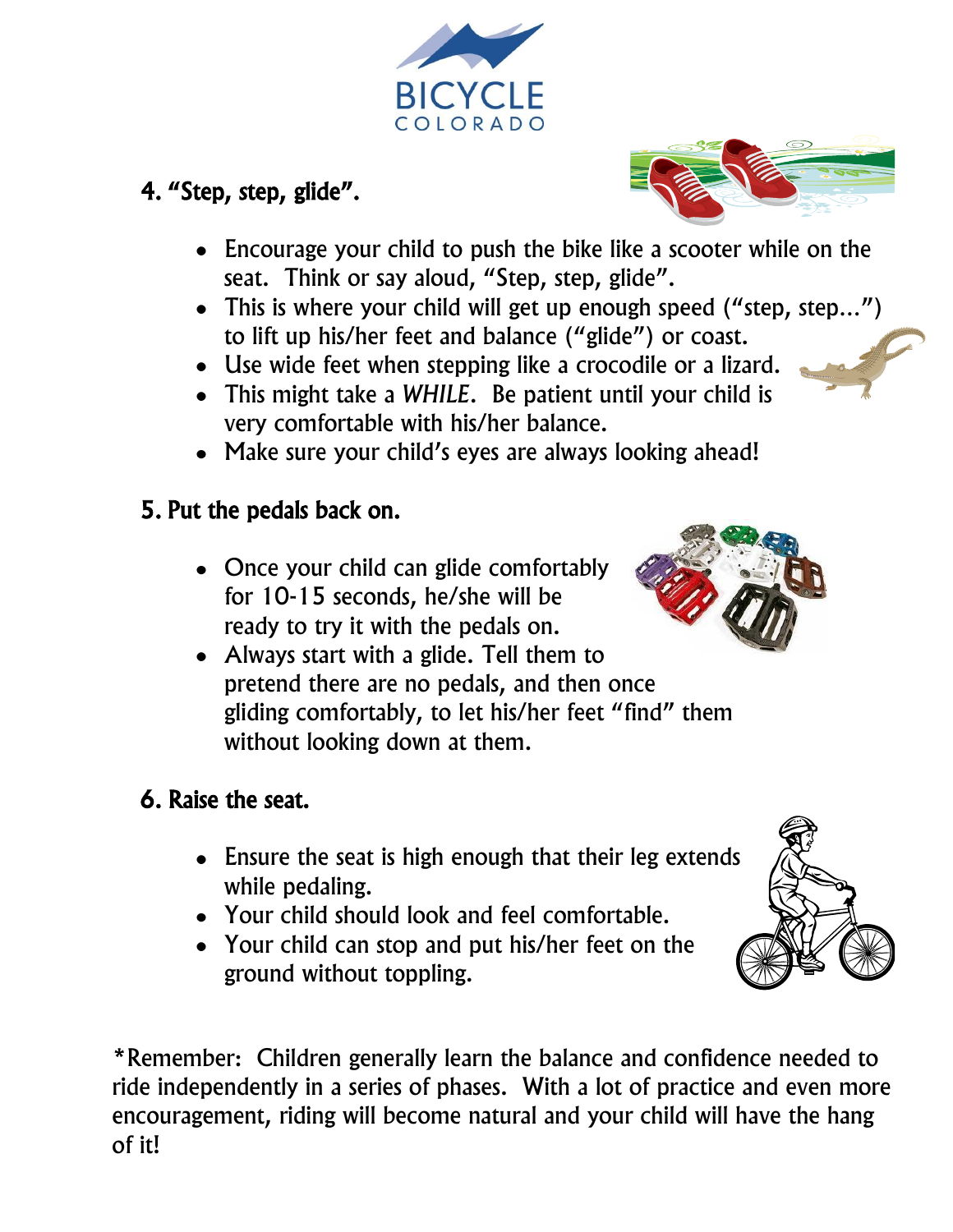BICYCLE COLORADO

## 4. "Step, step, glide".

- Encourage your child to push the bike like a scooter while on the seat. Think or say aloud, "Step, step, glide".
- This is where your child will get up enough speed ("step, step…") to lift up his/her feet and balance ("glide") or coast.
- Use wide feet when stepping like a crocodile or a lizard.
- This might take a *WHILE*. Be patient until your child is very comfortable with his/her balance.
- Make sure your child's eyes are always looking ahead!

## 5. Put the pedals back on.

- Once your child can glide comfortably for 10-15 seconds, he/she will be ready to try it with the pedals on.
- Always start with a glide. Tell them to pretend there are no pedals, and then once gliding comfortably, to let his/her feet "find" them without looking down at them.

## 6. Raise the seat.

- Ensure the seat is high enough that their leg extends while pedaling.
- Your child should look and feel comfortable.
- Your child can stop and put his/her feet on the ground without toppling.

*Remember: Children generally learn the balance and confidence needed to ride independently in a series of phases. With a lot of practice and even more encouragement, riding will become natural and your child will have the hang of it!